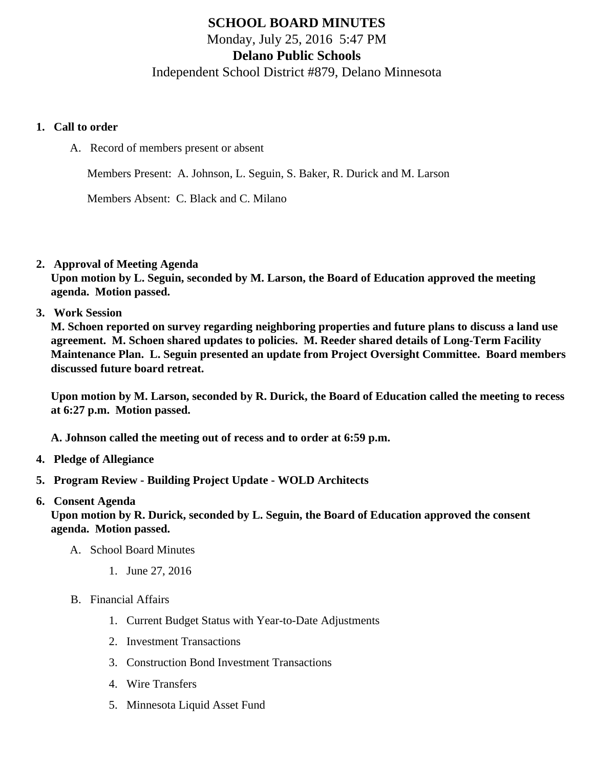# SCHOOL BOARD MINUTES

Monday, July 25, 2016 5:47 PM

**Delano Public Schools**

Independent School District #879, Delano Minnesota

1. **Call to order**

   A. Record of members present or absent

      Members Present: A. Johnson, L. Seguin, S. Baker, R. Durick and M. Larson

      Members Absent: C. Black and C. Milano

2. **Approval of Meeting Agenda**

   **Upon motion by L. Seguin, seconded by M. Larson, the Board of Education approved the meeting agenda. Motion passed.**

3. **Work Session**

   **M. Schoen reported on survey regarding neighboring properties and future plans to discuss a land use agreement. M. Schoen shared updates to policies. M. Reeder shared details of Long-Term Facility Maintenance Plan. L. Seguin presented an update from Project Oversight Committee. Board members discussed future board retreat.**

   **Upon motion by M. Larson, seconded by R. Durick, the Board of Education called the meeting to recess at 6:27 p.m. Motion passed.**

   **A. Johnson called the meeting out of recess and to order at 6:59 p.m.**

4. **Pledge of Allegiance**

5. **Program Review - Building Project Update - WOLD Architects**

6. **Consent Agenda**

   **Upon motion by R. Durick, seconded by L. Seguin, the Board of Education approved the consent agenda. Motion passed.**

   A. School Board Minutes

      1. June 27, 2016

   B. Financial Affairs

      1. Current Budget Status with Year-to-Date Adjustments
      2. Investment Transactions
      3. Construction Bond Investment Transactions
      4. Wire Transfers
      5. Minnesota Liquid Asset Fund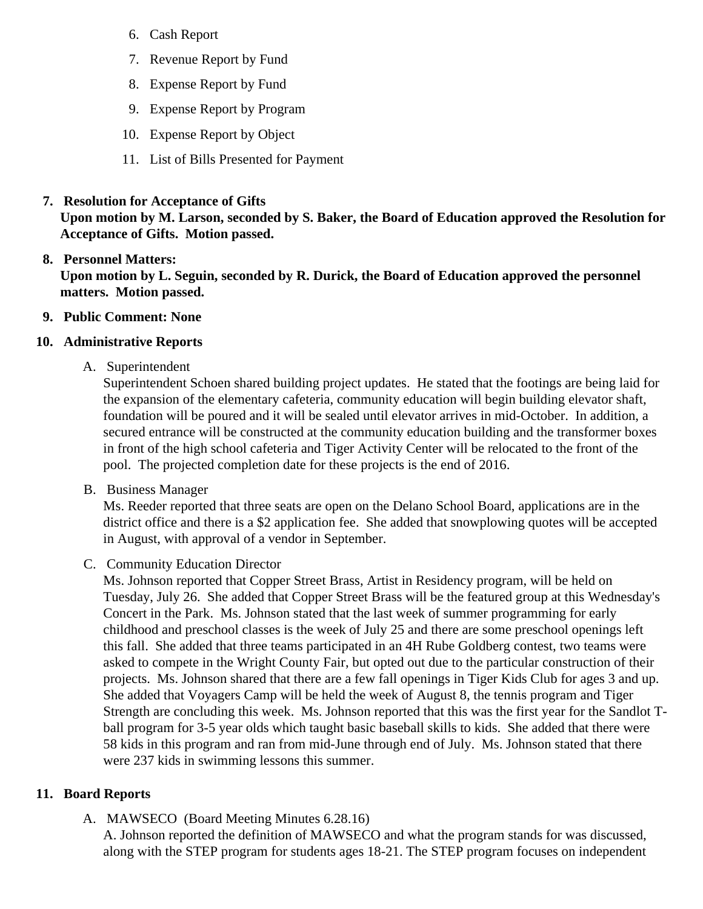6. Cash Report
7. Revenue Report by Fund
8. Expense Report by Fund
9. Expense Report by Program
10. Expense Report by Object
11. List of Bills Presented for Payment

7. **Resolution for Acceptance of Gifts**
   **Upon motion by M. Larson, seconded by S. Baker, the Board of Education approved the Resolution for Acceptance of Gifts. Motion passed.**

8. **Personnel Matters:**
   **Upon motion by L. Seguin, seconded by R. Durick, the Board of Education approved the personnel matters. Motion passed.**

9. **Public Comment: None**

10. **Administrative Reports**

    A. Superintendent
    Superintendent Schoen shared building project updates. He stated that the footings are being laid for the expansion of the elementary cafeteria, community education will begin building elevator shaft, foundation will be poured and it will be sealed until elevator arrives in mid-October. In addition, a secured entrance will be constructed at the community education building and the transformer boxes in front of the high school cafeteria and Tiger Activity Center will be relocated to the front of the pool. The projected completion date for these projects is the end of 2016.

    B. Business Manager
    Ms. Reeder reported that three seats are open on the Delano School Board, applications are in the district office and there is a $2 application fee. She added that snowplowing quotes will be accepted in August, with approval of a vendor in September.

    C. Community Education Director
    Ms. Johnson reported that Copper Street Brass, Artist in Residency program, will be held on Tuesday, July 26. She added that Copper Street Brass will be the featured group at this Wednesday's Concert in the Park. Ms. Johnson stated that the last week of summer programming for early childhood and preschool classes is the week of July 25 and there are some preschool openings left this fall. She added that three teams participated in an 4H Rube Goldberg contest, two teams were asked to compete in the Wright County Fair, but opted out due to the particular construction of their projects. Ms. Johnson shared that there are a few fall openings in Tiger Kids Club for ages 3 and up. She added that Voyagers Camp will be held the week of August 8, the tennis program and Tiger Strength are concluding this week. Ms. Johnson reported that this was the first year for the Sandlot T-ball program for 3-5 year olds which taught basic baseball skills to kids. She added that there were 58 kids in this program and ran from mid-June through end of July. Ms. Johnson stated that there were 237 kids in swimming lessons this summer.

11. **Board Reports**

    A. MAWSECO (Board Meeting Minutes 6.28.16)
    A. Johnson reported the definition of MAWSECO and what the program stands for was discussed, along with the STEP program for students ages 18-21. The STEP program focuses on independent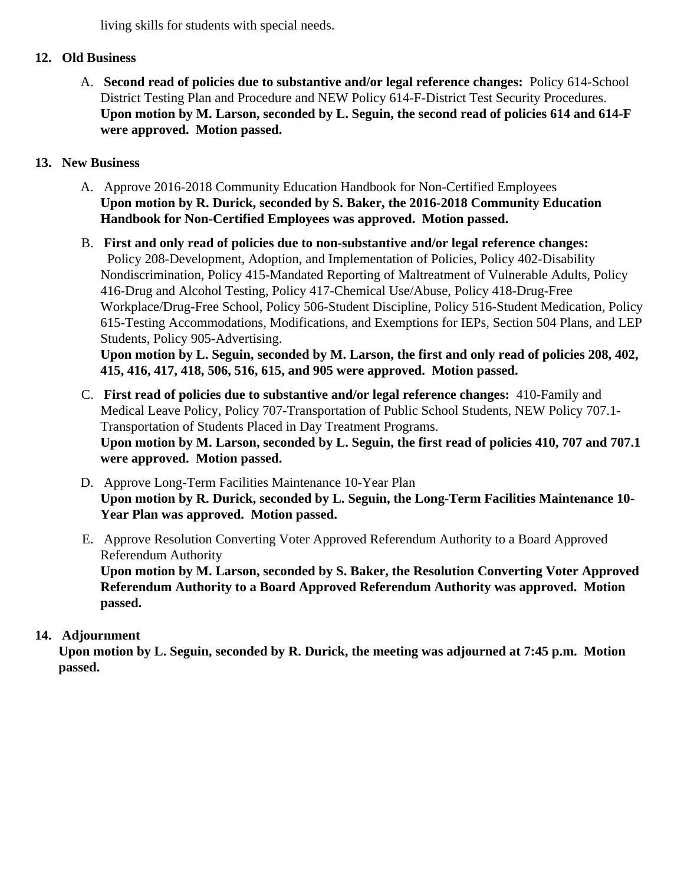living skills for students with special needs.

12. **Old Business**

   A. **Second read of policies due to substantive and/or legal reference changes:** Policy 614-School District Testing Plan and Procedure and NEW Policy 614-F-District Test Security Procedures.
   **Upon motion by M. Larson, seconded by L. Seguin, the second read of policies 614 and 614-F were approved. Motion passed.**

13. **New Business**

   A. Approve 2016-2018 Community Education Handbook for Non-Certified Employees
   **Upon motion by R. Durick, seconded by S. Baker, the 2016-2018 Community Education Handbook for Non-Certified Employees was approved. Motion passed.**

   B. **First and only read of policies due to non-substantive and/or legal reference changes:** Policy 208-Development, Adoption, and Implementation of Policies, Policy 402-Disability Nondiscrimination, Policy 415-Mandated Reporting of Maltreatment of Vulnerable Adults, Policy 416-Drug and Alcohol Testing, Policy 417-Chemical Use/Abuse, Policy 418-Drug-Free Workplace/Drug-Free School, Policy 506-Student Discipline, Policy 516-Student Medication, Policy 615-Testing Accommodations, Modifications, and Exemptions for IEPs, Section 504 Plans, and LEP Students, Policy 905-Advertising.
   **Upon motion by L. Seguin, seconded by M. Larson, the first and only read of policies 208, 402, 415, 416, 417, 418, 506, 516, 615, and 905 were approved. Motion passed.**

   C. **First read of policies due to substantive and/or legal reference changes:** 410-Family and Medical Leave Policy, Policy 707-Transportation of Public School Students, NEW Policy 707.1-Transportation of Students Placed in Day Treatment Programs.
   **Upon motion by M. Larson, seconded by L. Seguin, the first read of policies 410, 707 and 707.1 were approved. Motion passed.**

   D. Approve Long-Term Facilities Maintenance 10-Year Plan
   **Upon motion by R. Durick, seconded by L. Seguin, the Long-Term Facilities Maintenance 10-Year Plan was approved. Motion passed.**

   E. Approve Resolution Converting Voter Approved Referendum Authority to a Board Approved Referendum Authority
   **Upon motion by M. Larson, seconded by S. Baker, the Resolution Converting Voter Approved Referendum Authority to a Board Approved Referendum Authority was approved. Motion passed.**

14. **Adjournment**
   **Upon motion by L. Seguin, seconded by R. Durick, the meeting was adjourned at 7:45 p.m. Motion passed.**